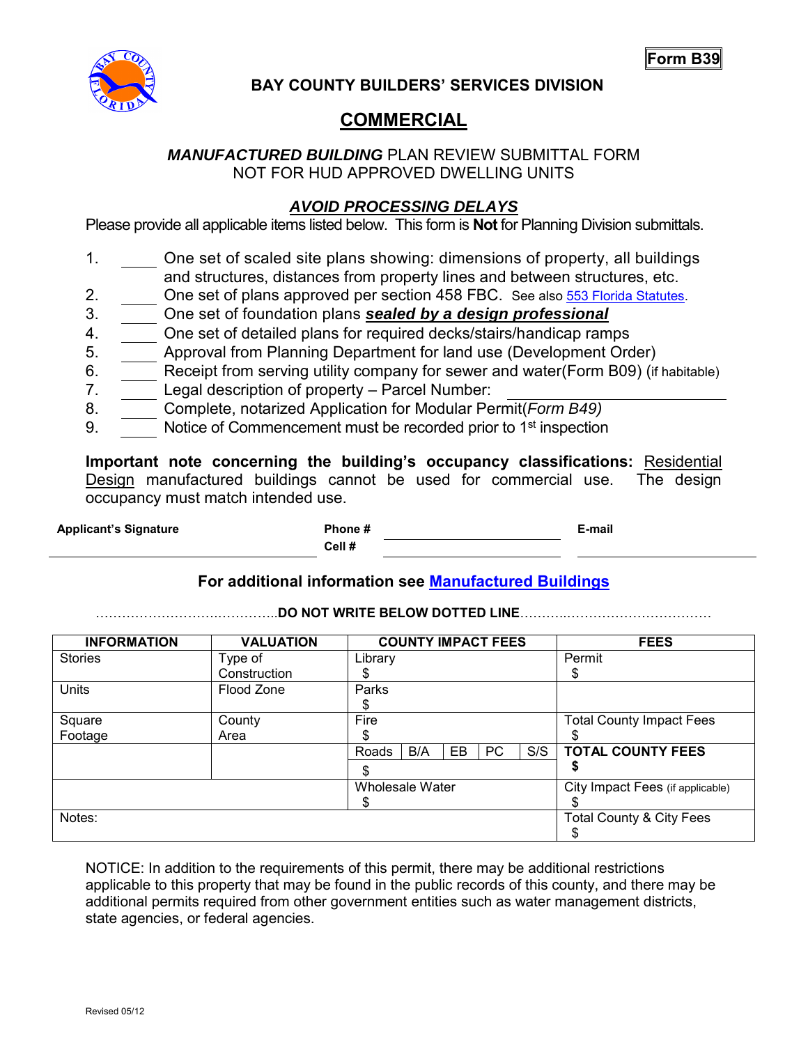**Form B39**

# BAY COUNTY BUILDERS' SERVICES DIVISION

## COMMERCIAL

***MANUFACTURED BUILDING*** PLAN REVIEW SUBMITTAL FORM
NOT FOR HUD APPROVED DWELLING UNITS

### ***AVOID PROCESSING DELAYS***

Please provide all applicable items listed below. This form is **Not** for Planning Division submittals.

1. _____ One set of scaled site plans showing: dimensions of property, all buildings and structures, distances from property lines and between structures, etc.
2. _____ One set of plans approved per section 458 FBC. See also 553 Florida Statutes.
3. _____ One set of foundation plans ***sealed by a design professional***
4. _____ One set of detailed plans for required decks/stairs/handicap ramps
5. _____ Approval from Planning Department for land use (Development Order)
6. _____ Receipt from serving utility company for sewer and water(Form B09) (if habitable)
7. _____ Legal description of property – Parcel Number: ____________________
8. _____ Complete, notarized Application for Modular Permit(*Form B49)*
9. _____ Notice of Commencement must be recorded prior to 1st inspection

**Important note concerning the building's occupancy classifications:** Residential Design manufactured buildings cannot be used for commercial use. The design occupancy must match intended use.

**Applicant's Signature** ____________________ **Phone #** ____________________ **Cell #** ____________________ **E-mail** ____________________

**For additional information see Manufactured Buildings**

……………………………………..**DO NOT WRITE BELOW DOTTED LINE**……………………………………

| INFORMATION | VALUATION | COUNTY IMPACT FEES | | | | | FEES |
|---|---|---|---|---|---|---|---|
| Stories | Type of Construction | Library<br>$ | | | | | Permit<br>$ |
| Units | Flood Zone | Parks<br>$ | | | | | |
| Square Footage | County Area | Fire<br>$ | | | | | Total County Impact Fees<br>$ |
| | | Roads<br>$ | B/A | EB | PC | S/S | **TOTAL COUNTY FEES**<br>**$** |
| | | Wholesale Water<br>$ | | | | | City Impact Fees (if applicable)<br>$ |
| Notes: | | | | | | | Total County & City Fees<br>$ |

NOTICE: In addition to the requirements of this permit, there may be additional restrictions applicable to this property that may be found in the public records of this county, and there may be additional permits required from other government entities such as water management districts, state agencies, or federal agencies.

Revised 05/12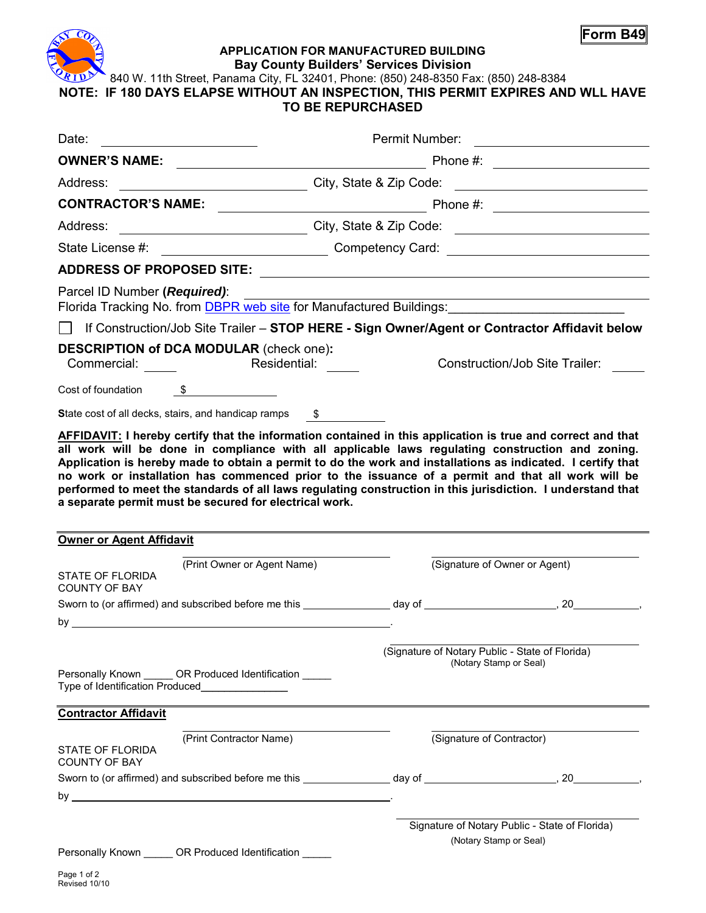**Form B49**

### APPLICATION FOR MANUFACTURED BUILDING
### Bay County Builders' Services Division

840 W. 11th Street, Panama City, FL 32401, Phone: (850) 248-8350 Fax: (850) 248-8384

**NOTE: IF 180 DAYS ELAPSE WITHOUT AN INSPECTION, THIS PERMIT EXPIRES AND WLL HAVE TO BE REPURCHASED**

Date: ____________________ Permit Number: ____________________

**OWNER'S NAME:** ______________________________ Phone #: ____________________

Address: ______________________ City, State & Zip Code: ______________________

**CONTRACTOR'S NAME:** __________________________ Phone #: ____________________

Address: ______________________ City, State & Zip Code: ______________________

State License #: ____________________ Competency Card: ______________________

**ADDRESS OF PROPOSED SITE:** ______________________________________________

Parcel ID Number **(*Required)***: ______________________________________________

Florida Tracking No. from DBPR web site for Manufactured Buildings:________________________

☐ If Construction/Job Site Trailer – **STOP HERE - Sign Owner/Agent or Contractor Affidavit below**

**DESCRIPTION of DCA MODULAR** (check one)**:**

Commercial: _____ Residential: _____ Construction/Job Site Trailer: _____

Cost of foundation $ ______________

State cost of all decks, stairs, and handicap ramps $ ______________

**AFFIDAVIT: I hereby certify that the information contained in this application is true and correct and that all work will be done in compliance with all applicable laws regulating construction and zoning. Application is hereby made to obtain a permit to do the work and installations as indicated. I certify that no work or installation has commenced prior to the issuance of a permit and that all work will be performed to meet the standards of all laws regulating construction in this jurisdiction. I understand that a separate permit must be secured for electrical work.**

**Owner or Agent Affidavit**

______________________________ ______________________________
(Print Owner or Agent Name) (Signature of Owner or Agent)

STATE OF FLORIDA
COUNTY OF BAY

Sworn to (or affirmed) and subscribed before me this ______________ day of ____________________, 20__________,

by ______________________________________________.

______________________________
(Signature of Notary Public - State of Florida)
(Notary Stamp or Seal)

Personally Known _____ OR Produced Identification _____
Type of Identification Produced______________

**Contractor Affidavit**

______________________________ ______________________________
(Print Contractor Name) (Signature of Contractor)

STATE OF FLORIDA
COUNTY OF BAY

Sworn to (or affirmed) and subscribed before me this ______________ day of ____________________, 20__________,

by ______________________________________________.

______________________________
Signature of Notary Public - State of Florida)
(Notary Stamp or Seal)

Personally Known _____ OR Produced Identification _____

Revised 10/10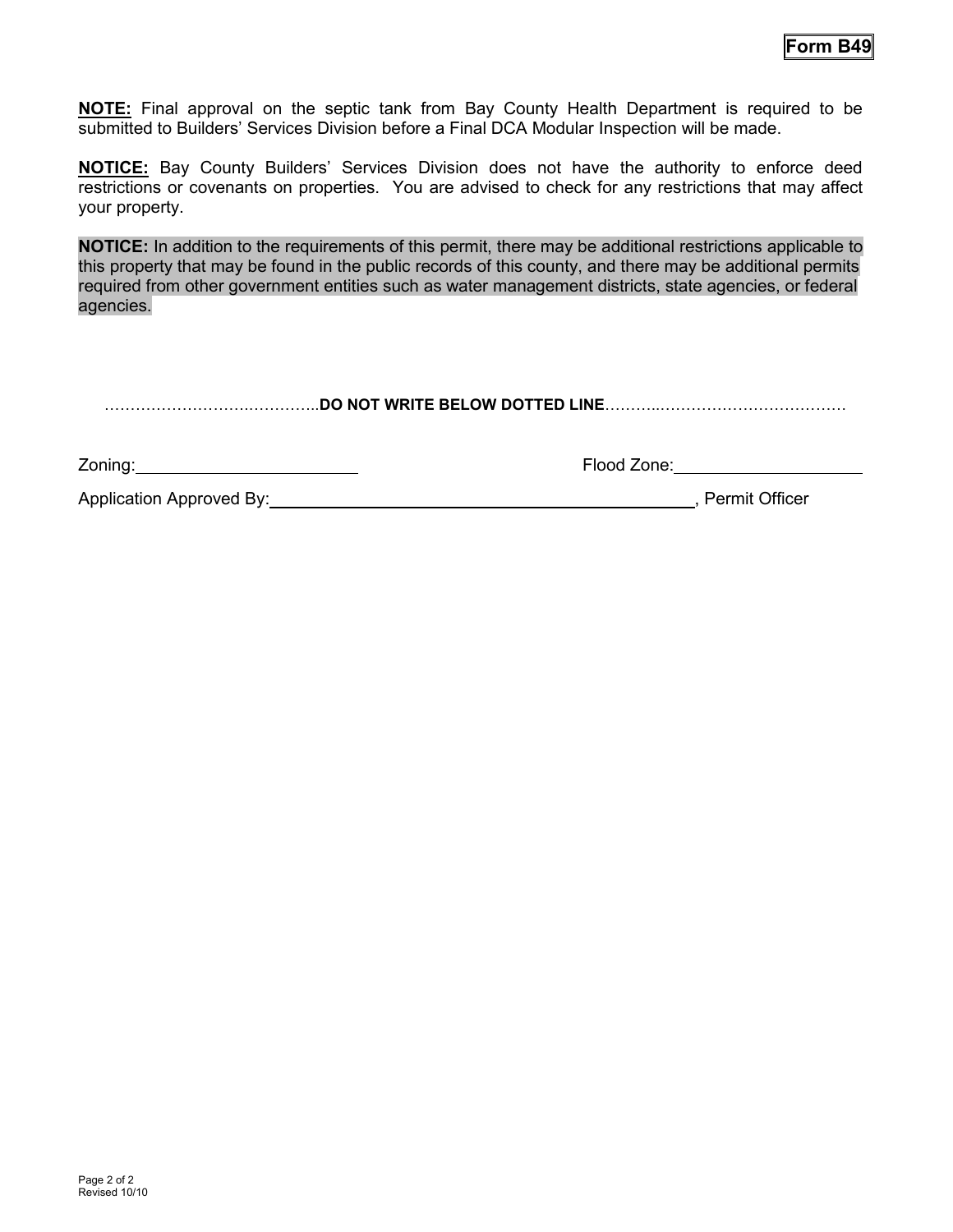**Form B49**

**NOTE:** Final approval on the septic tank from Bay County Health Department is required to be submitted to Builders' Services Division before a Final DCA Modular Inspection will be made.

**NOTICE:** Bay County Builders' Services Division does not have the authority to enforce deed restrictions or covenants on properties. You are advised to check for any restrictions that may affect your property.

**NOTICE:** In addition to the requirements of this permit, there may be additional restrictions applicable to this property that may be found in the public records of this county, and there may be additional permits required from other government entities such as water management districts, state agencies, or federal agencies.

……………………….…………..**DO NOT WRITE BELOW DOTTED LINE**………..………………………………

Zoning: ________________________ Flood Zone: ____________________

Application Approved By: ________________________________________________, Permit Officer

Revised 10/10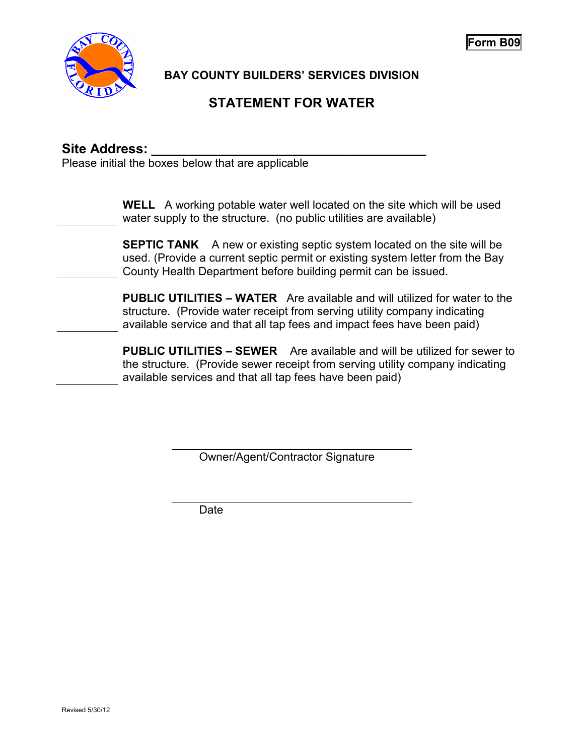**Form B09**

## BAY COUNTY BUILDERS' SERVICES DIVISION

# STATEMENT FOR WATER

**Site Address:** ______________________________________

Please initial the boxes below that are applicable

__________ **WELL** A working potable water well located on the site which will be used water supply to the structure. (no public utilities are available)

__________ **SEPTIC TANK** A new or existing septic system located on the site will be used. (Provide a current septic permit or existing system letter from the Bay County Health Department before building permit can be issued.

__________ **PUBLIC UTILITIES – WATER** Are available and will utilized for water to the structure. (Provide water receipt from serving utility company indicating available service and that all tap fees and impact fees have been paid)

__________ **PUBLIC UTILITIES – SEWER** Are available and will be utilized for sewer to the structure. (Provide sewer receipt from serving utility company indicating available services and that all tap fees have been paid)

______________________________________
Owner/Agent/Contractor Signature

______________________________________
Date

Revised 5/30/12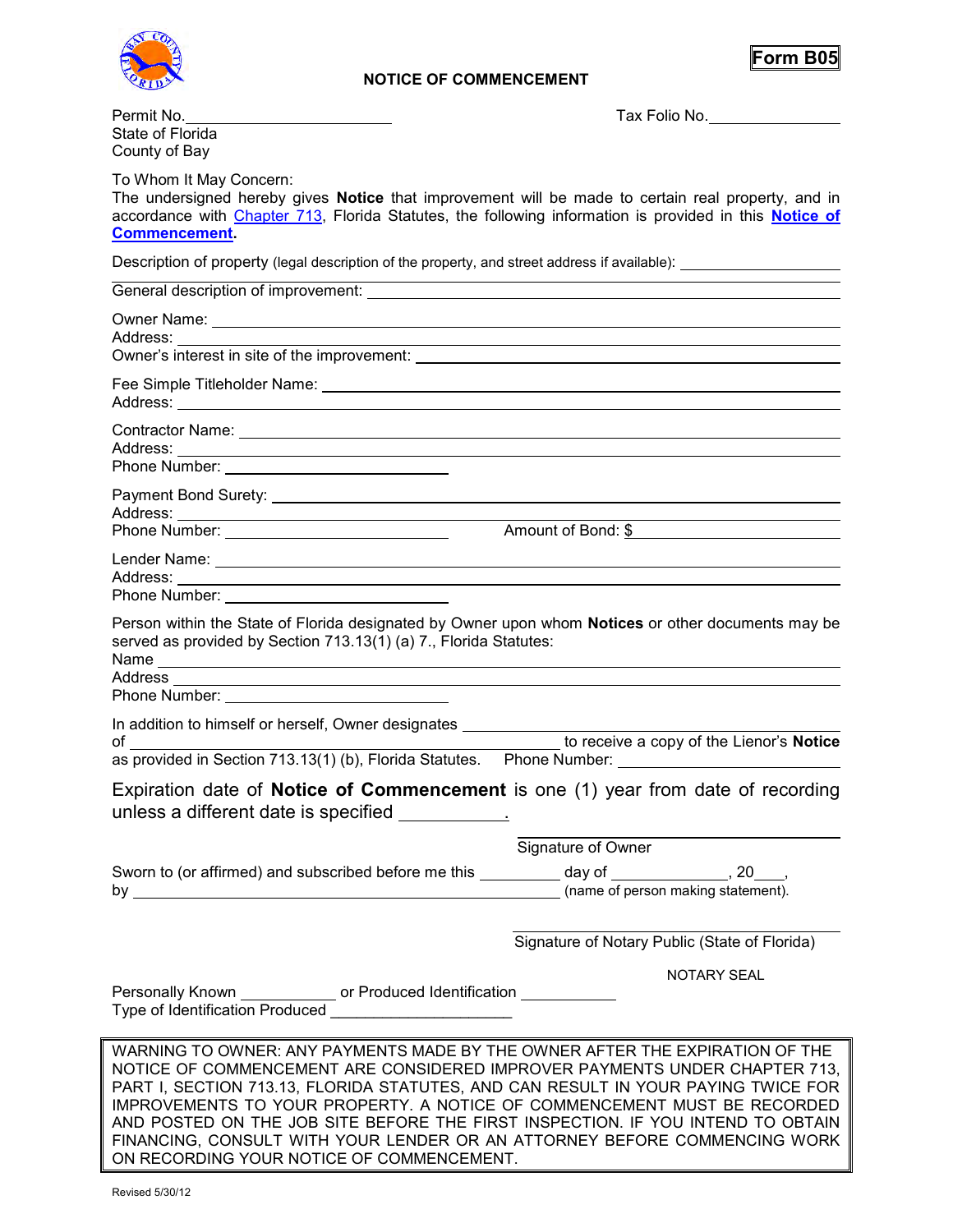**Form B05**

# NOTICE OF COMMENCEMENT

Permit No.________________________ Tax Folio No.________________

State of Florida

County of Bay

To Whom It May Concern:

The undersigned hereby gives **Notice** that improvement will be made to certain real property, and in accordance with Chapter 713, Florida Statutes, the following information is provided in this **Notice of Commencement**.

Description of property (legal description of the property, and street address if available): ____________________

General description of improvement: ____________________

Owner Name: ____________________

Address: ____________________

Owner's interest in site of the improvement: ____________________

Fee Simple Titleholder Name: ____________________

Address: ____________________

Contractor Name: ____________________

Address: ____________________

Phone Number: ____________________

Payment Bond Surety: ____________________

Address: ____________________

Phone Number: ____________________ Amount of Bond: $____________________

Lender Name: ____________________

Address: ____________________

Phone Number: ____________________

Person within the State of Florida designated by Owner upon whom **Notices** or other documents may be served as provided by Section 713.13(1) (a) 7., Florida Statutes:

Name ____________________

Address ____________________

Phone Number: ____________________

In addition to himself or herself, Owner designates ____________________ of ____________________ to receive a copy of the Lienor's **Notice** as provided in Section 713.13(1) (b), Florida Statutes. Phone Number: ____________________

Expiration date of **Notice of Commencement** is one (1) year from date of recording unless a different date is specified ___________.

____________________

Signature of Owner

Sworn to (or affirmed) and subscribed before me this _________ day of _____________, 20___, by ____________________ (name of person making statement).

____________________

Signature of Notary Public (State of Florida)

NOTARY SEAL

Personally Known ___________ or Produced Identification ___________

Type of Identification Produced ____________________

WARNING TO OWNER: ANY PAYMENTS MADE BY THE OWNER AFTER THE EXPIRATION OF THE NOTICE OF COMMENCEMENT ARE CONSIDERED IMPROVER PAYMENTS UNDER CHAPTER 713, PART I, SECTION 713.13, FLORIDA STATUTES, AND CAN RESULT IN YOUR PAYING TWICE FOR IMPROVEMENTS TO YOUR PROPERTY. A NOTICE OF COMMENCEMENT MUST BE RECORDED AND POSTED ON THE JOB SITE BEFORE THE FIRST INSPECTION. IF YOU INTEND TO OBTAIN FINANCING, CONSULT WITH YOUR LENDER OR AN ATTORNEY BEFORE COMMENCING WORK ON RECORDING YOUR NOTICE OF COMMENCEMENT.

Revised 5/30/12